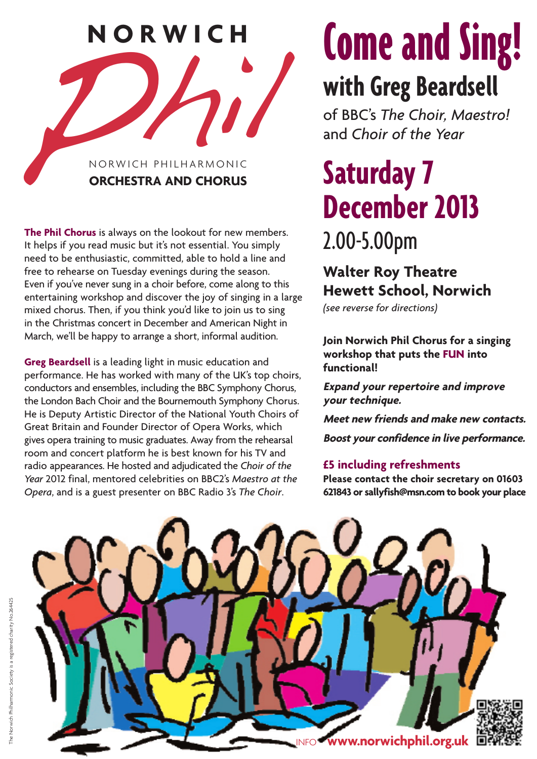# NORWICH Phil

NORWICH PHILHARMONIC
**ORCHESTRA AND CHORUS**

# Come and Sing!

## with Greg Beardsell

of BBC's *The Choir, Maestro!* and *Choir of the Year*

# Saturday 7 December 2013

## 2.00-5.00pm

### Walter Roy Theatre
### Hewett School, Norwich

*(see reverse for directions)*

**The Phil Chorus** is always on the lookout for new members. It helps if you read music but it's not essential. You simply need to be enthusiastic, committed, able to hold a line and free to rehearse on Tuesday evenings during the season. Even if you've never sung in a choir before, come along to this entertaining workshop and discover the joy of singing in a large mixed chorus. Then, if you think you'd like to join us to sing in the Christmas concert in December and American Night in March, we'll be happy to arrange a short, informal audition.

**Greg Beardsell** is a leading light in music education and performance. He has worked with many of the UK's top choirs, conductors and ensembles, including the BBC Symphony Chorus, the London Bach Choir and the Bournemouth Symphony Chorus. He is Deputy Artistic Director of the National Youth Choirs of Great Britain and Founder Director of Opera Works, which gives opera training to music graduates. Away from the rehearsal room and concert platform he is best known for his TV and radio appearances. He hosted and adjudicated the *Choir of the Year* 2012 final, mentored celebrities on BBC2's *Maestro at the Opera*, and is a guest presenter on BBC Radio 3's *The Choir*.

**Join Norwich Phil Chorus for a singing workshop that puts the FUN into functional!**

***Expand your repertoire and improve your technique.***

***Meet new friends and make new contacts.***

***Boost your confidence in live performance.***

**£5 including refreshments**

**Please contact the choir secretary on 01603 621843 or sallyfish@msn.com to book your place**

INFO **www.norwichphil.org.uk**

The Norwich Philharmonic Society is a registered charity No.264425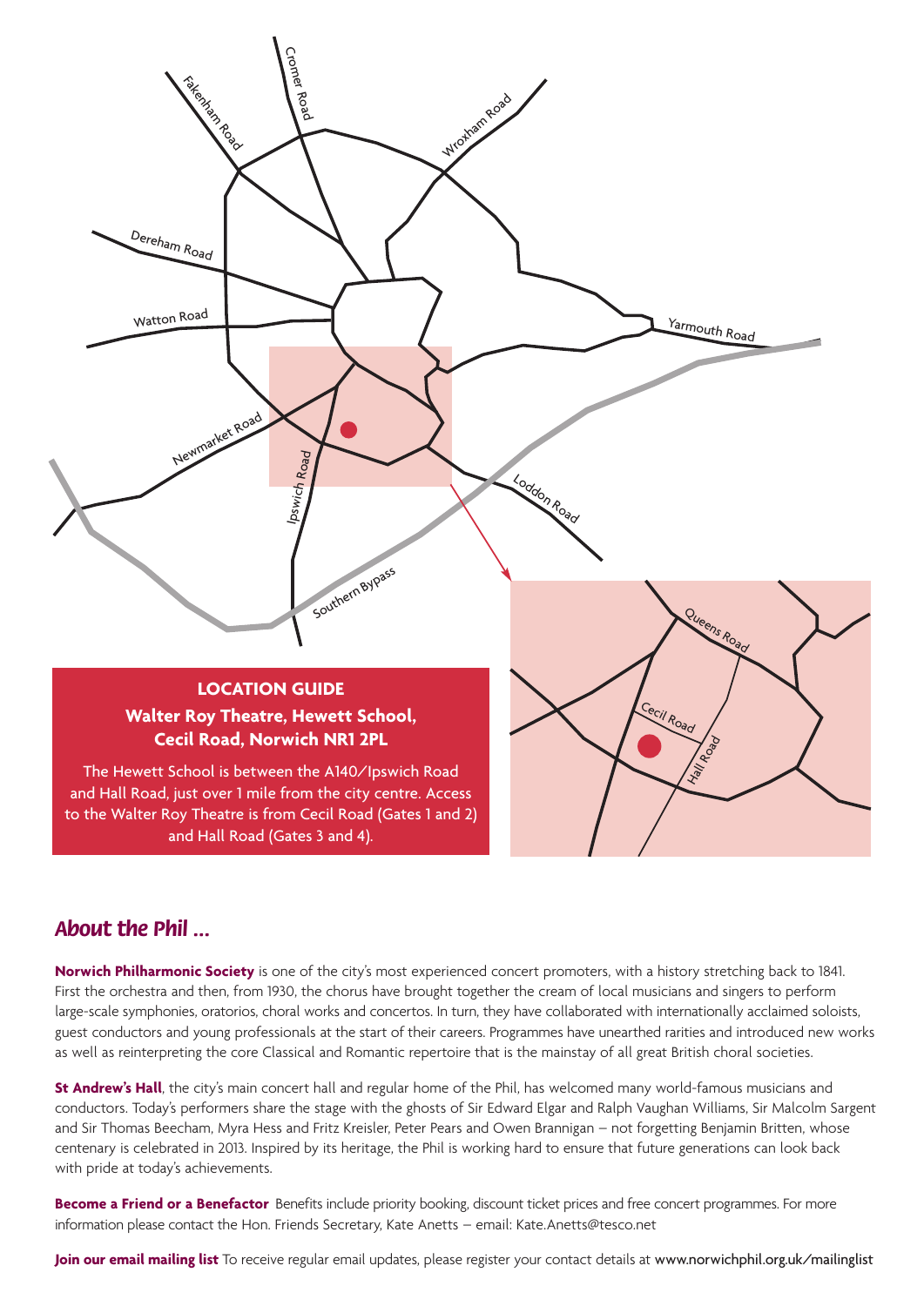Fakenham Road

Cromer Road

Wroxham Road

Dereham Road

Watton Road

Yarmouth Road

Newmarket Road

Ipswich Road

Loddon Road

Southern Bypass

Queens Road

Cecil Road

Hall Road

**LOCATION GUIDE**

**Walter Roy Theatre, Hewett School, Cecil Road, Norwich NR1 2PL**

The Hewett School is between the A140/Ipswich Road and Hall Road, just over 1 mile from the city centre. Access to the Walter Roy Theatre is from Cecil Road (Gates 1 and 2) and Hall Road (Gates 3 and 4).

## *About the Phil ...*

**Norwich Philharmonic Society** is one of the city's most experienced concert promoters, with a history stretching back to 1841. First the orchestra and then, from 1930, the chorus have brought together the cream of local musicians and singers to perform large-scale symphonies, oratorios, choral works and concertos. In turn, they have collaborated with internationally acclaimed soloists, guest conductors and young professionals at the start of their careers. Programmes have unearthed rarities and introduced new works as well as reinterpreting the core Classical and Romantic repertoire that is the mainstay of all great British choral societies.

**St Andrew's Hall**, the city's main concert hall and regular home of the Phil, has welcomed many world-famous musicians and conductors. Today's performers share the stage with the ghosts of Sir Edward Elgar and Ralph Vaughan Williams, Sir Malcolm Sargent and Sir Thomas Beecham, Myra Hess and Fritz Kreisler, Peter Pears and Owen Brannigan – not forgetting Benjamin Britten, whose centenary is celebrated in 2013. Inspired by its heritage, the Phil is working hard to ensure that future generations can look back with pride at today's achievements.

**Become a Friend or a Benefactor** Benefits include priority booking, discount ticket prices and free concert programmes. For more information please contact the Hon. Friends Secretary, Kate Anetts – email: Kate.Anetts@tesco.net

**Join our email mailing list** To receive regular email updates, please register your contact details at www.norwichphil.org.uk/mailinglist